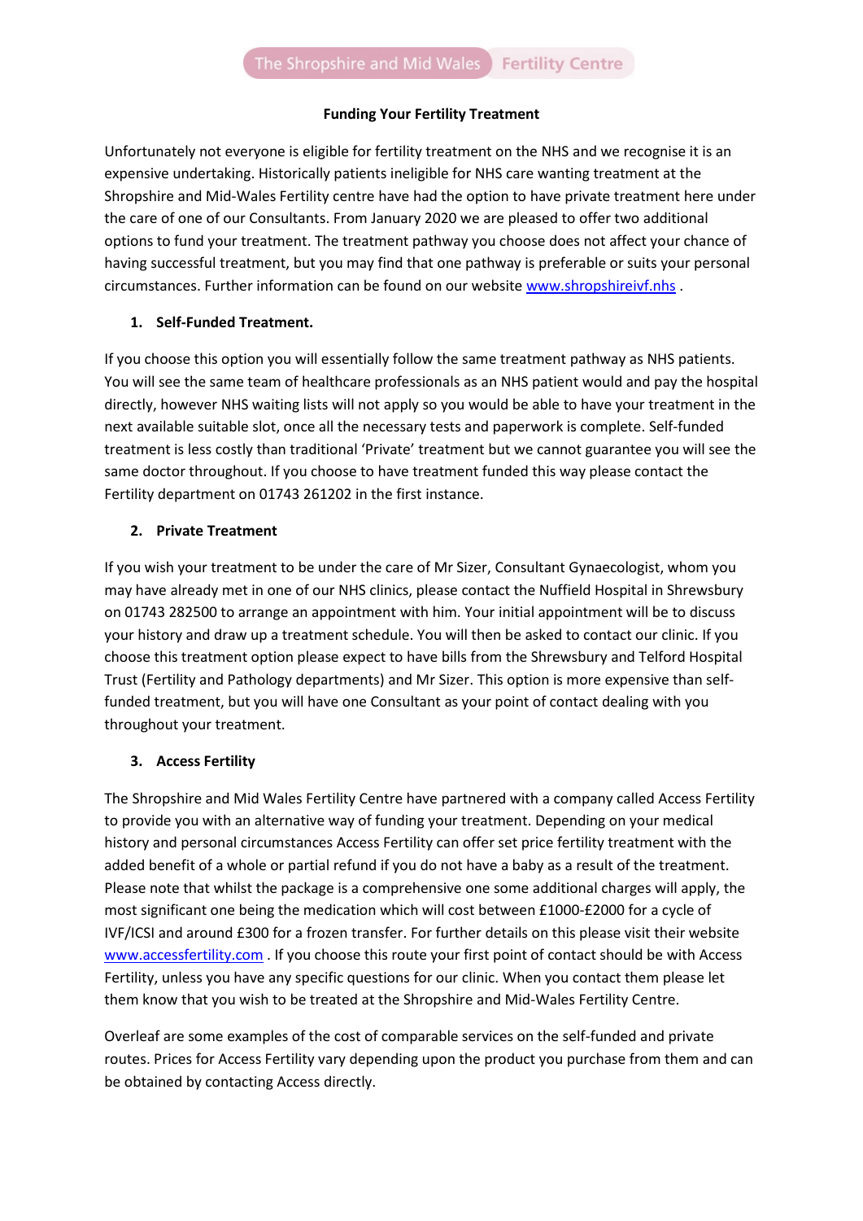The Shropshire and Mid Wales Fertility Centre

**Funding Your Fertility Treatment**

Unfortunately not everyone is eligible for fertility treatment on the NHS and we recognise it is an expensive undertaking. Historically patients ineligible for NHS care wanting treatment at the Shropshire and Mid-Wales Fertility centre have had the option to have private treatment here under the care of one of our Consultants. From January 2020 we are pleased to offer two additional options to fund your treatment. The treatment pathway you choose does not affect your chance of having successful treatment, but you may find that one pathway is preferable or suits your personal circumstances. Further information can be found on our website [www.shropshireivf.nhs](www.shropshireivf.nhs) .

1. **Self-Funded Treatment.**

If you choose this option you will essentially follow the same treatment pathway as NHS patients. You will see the same team of healthcare professionals as an NHS patient would and pay the hospital directly, however NHS waiting lists will not apply so you would be able to have your treatment in the next available suitable slot, once all the necessary tests and paperwork is complete. Self-funded treatment is less costly than traditional 'Private' treatment but we cannot guarantee you will see the same doctor throughout. If you choose to have treatment funded this way please contact the Fertility department on 01743 261202 in the first instance.

2. **Private Treatment**

If you wish your treatment to be under the care of Mr Sizer, Consultant Gynaecologist, whom you may have already met in one of our NHS clinics, please contact the Nuffield Hospital in Shrewsbury on 01743 282500 to arrange an appointment with him. Your initial appointment will be to discuss your history and draw up a treatment schedule. You will then be asked to contact our clinic. If you choose this treatment option please expect to have bills from the Shrewsbury and Telford Hospital Trust (Fertility and Pathology departments) and Mr Sizer. This option is more expensive than self-funded treatment, but you will have one Consultant as your point of contact dealing with you throughout your treatment.

3. **Access Fertility**

The Shropshire and Mid Wales Fertility Centre have partnered with a company called Access Fertility to provide you with an alternative way of funding your treatment. Depending on your medical history and personal circumstances Access Fertility can offer set price fertility treatment with the added benefit of a whole or partial refund if you do not have a baby as a result of the treatment. Please note that whilst the package is a comprehensive one some additional charges will apply, the most significant one being the medication which will cost between £1000-£2000 for a cycle of IVF/ICSI and around £300 for a frozen transfer. For further details on this please visit their website [www.accessfertility.com](www.accessfertility.com) . If you choose this route your first point of contact should be with Access Fertility, unless you have any specific questions for our clinic. When you contact them please let them know that you wish to be treated at the Shropshire and Mid-Wales Fertility Centre.

Overleaf are some examples of the cost of comparable services on the self-funded and private routes. Prices for Access Fertility vary depending upon the product you purchase from them and can be obtained by contacting Access directly.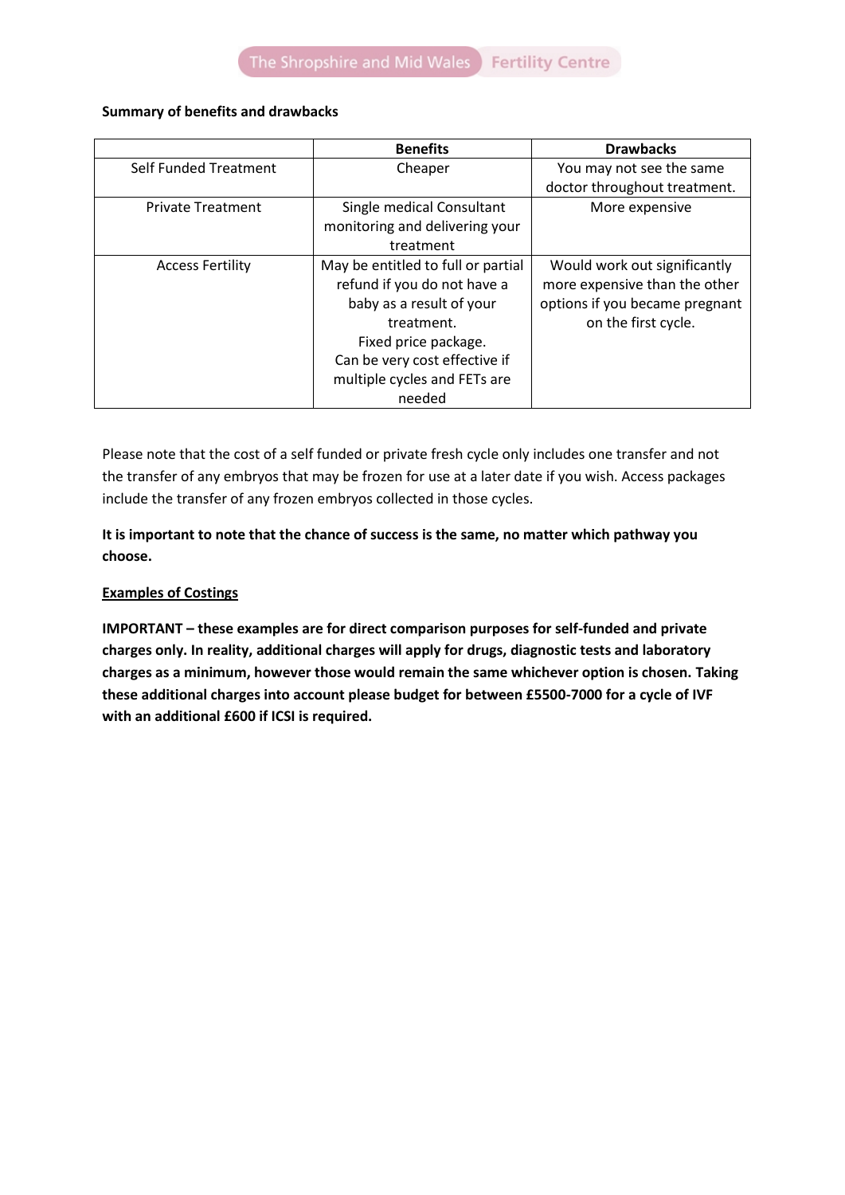**Summary of benefits and drawbacks**

| | Benefits | Drawbacks |
|---|---|---|
| Self Funded Treatment | Cheaper | You may not see the same doctor throughout treatment. |
| Private Treatment | Single medical Consultant monitoring and delivering your treatment | More expensive |
| Access Fertility | May be entitled to full or partial refund if you do not have a baby as a result of your treatment. Fixed price package. Can be very cost effective if multiple cycles and FETs are needed | Would work out significantly more expensive than the other options if you became pregnant on the first cycle. |

Please note that the cost of a self funded or private fresh cycle only includes one transfer and not the transfer of any embryos that may be frozen for use at a later date if you wish. Access packages include the transfer of any frozen embryos collected in those cycles.

**It is important to note that the chance of success is the same, no matter which pathway you choose.**

**<u>Examples of Costings</u>**

**IMPORTANT – these examples are for direct comparison purposes for self-funded and private charges only. In reality, additional charges will apply for drugs, diagnostic tests and laboratory charges as a minimum, however those would remain the same whichever option is chosen. Taking these additional charges into account please budget for between £5500-7000 for a cycle of IVF with an additional £600 if ICSI is required.**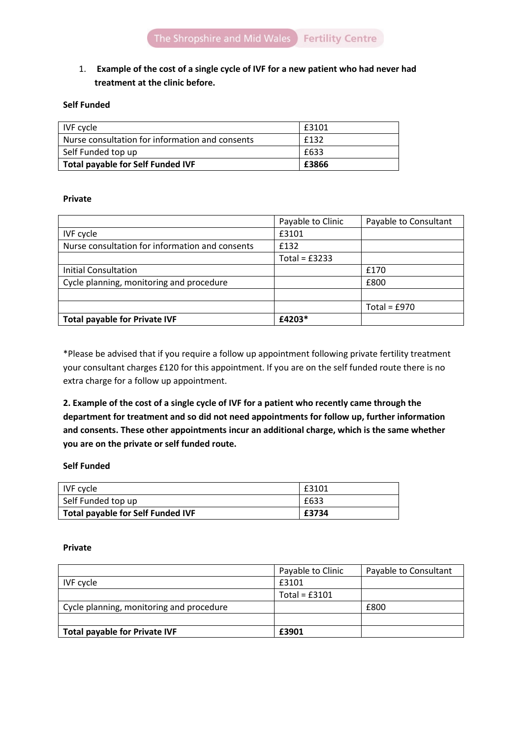1. **Example of the cost of a single cycle of IVF for a new patient who had never had treatment at the clinic before.**

**Self Funded**

| IVF cycle | £3101 |
|---|---|
| Nurse consultation for information and consents | £132 |
| Self Funded top up | £633 |
| **Total payable for Self Funded IVF** | **£3866** |

**Private**

| | Payable to Clinic | Payable to Consultant |
|---|---|---|
| IVF cycle | £3101 | |
| Nurse consultation for information and consents | £132 | |
| | Total = £3233 | |
| Initial Consultation | | £170 |
| Cycle planning, monitoring and procedure | | £800 |
| | | |
| | | Total = £970 |
| **Total payable for Private IVF** | **£4203*** | |

*Please be advised that if you require a follow up appointment following private fertility treatment your consultant charges £120 for this appointment. If you are on the self funded route there is no extra charge for a follow up appointment.

**2. Example of the cost of a single cycle of IVF for a patient who recently came through the department for treatment and so did not need appointments for follow up, further information and consents. These other appointments incur an additional charge, which is the same whether you are on the private or self funded route.**

**Self Funded**

| IVF cycle | £3101 |
|---|---|
| Self Funded top up | £633 |
| **Total payable for Self Funded IVF** | **£3734** |

**Private**

| | Payable to Clinic | Payable to Consultant |
|---|---|---|
| IVF cycle | £3101 | |
| | Total = £3101 | |
| Cycle planning, monitoring and procedure | | £800 |
| | | |
| **Total payable for Private IVF** | **£3901** | |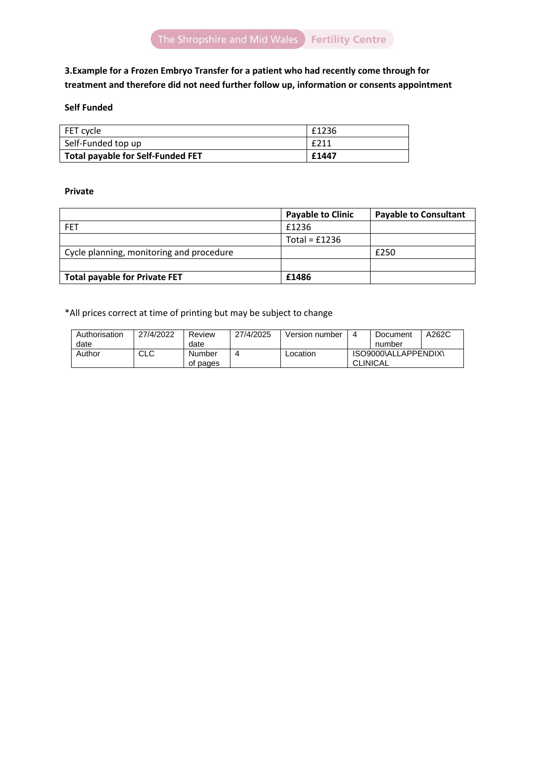### 3.Example for a Frozen Embryo Transfer for a patient who had recently come through for treatment and therefore did not need further follow up, information or consents appointment

**Self Funded**

| | |
|---|---|
| FET cycle | £1236 |
| Self-Funded top up | £211 |
| **Total payable for Self-Funded FET** | **£1447** |

**Private**

| | Payable to Clinic | Payable to Consultant |
|---|---|---|
| FET | £1236 | |
| | Total = £1236 | |
| Cycle planning, monitoring and procedure | | £250 |
| | | |
| **Total payable for Private FET** | **£1486** | |

*All prices correct at time of printing but may be subject to change

| | | | | | | | |
|---|---|---|---|---|---|---|---|
| Authorisation date | 27/4/2022 | Review date | 27/4/2025 | Version number | 4 | Document number | A262C |
| Author | CLC | Number of pages | 4 | Location | ISO9000\ALLAPPENDIX\CLINICAL | | |